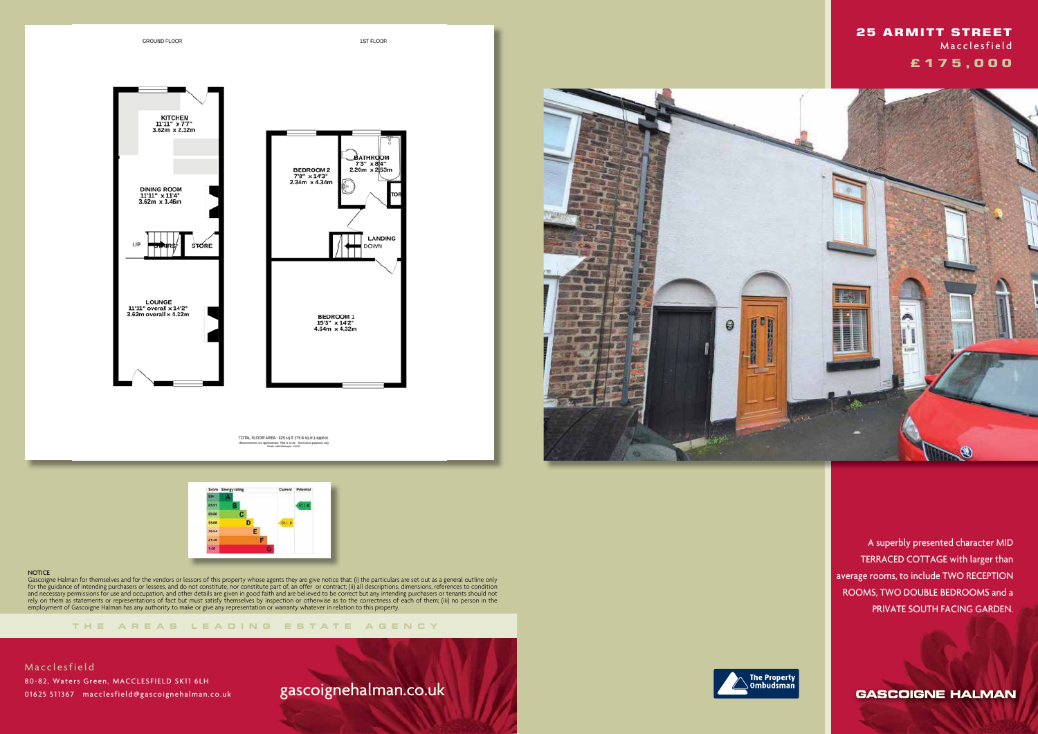# 25 ARMITT STREET

Macclesfield

**£175,000**

A superbly presented character MID TERRACED COTTAGE with larger than average rooms, to include TWO RECEPTION ROOMS, TWO DOUBLE BEDROOMS and a PRIVATE SOUTH FACING GARDEN.

GROUND FLOOR

KITCHEN
11'11" x 7'7"
3.62m x 2.32m

DINING ROOM
11'11" x 11'4"
3.62m x 3.46m

UP STAIRS STORE

LOUNGE
11'11" overall x 14'2"
3.62m overall x 4.32m

1ST FLOOR

BEDROOM 2
7'8" x 14'3"
2.34m x 4.34m

BATHROOM
7'3" x 8'4"
2.20m x 2.53m

STOR

LANDING
DOWN

BEDROOM 1
15'3" x 14'2"
4.64m x 4.32m

TOTAL FLOOR AREA : 825 sq.ft. (76.6 sq.m.) approx.
Measurements are approximate. Not to scale. Illustrative purposes only

| Score | Energy rating | Current | Potential |
|---|---|---|---|
| 92+ | A | | |
| 81-91 | B | | 81 B |
| 69-80 | C | | |
| 55-68 | D | 60 D | |
| 39-54 | E | | |
| 21-38 | F | | |
| 1-20 | G | | |

NOTICE

Gascoigne Halman for themselves and for the vendors or lessors of this property whose agents they are give notice that: (i) the particulars are set out as a general outline only for the guidance of intending purchasers or lessees, and do not constitute, nor constitute part of, an offer or contract; (ii) all descriptions, dimensions, references to condition and necessary permissions for use and occupation, and other details are given in good faith and are believed to be correct but any intending purchasers or tenants should not rely on them as statements or representations of fact but must satisfy themselves by inspection or otherwise as to the correctness of each of them; (iii) no person in the employment of Gascoigne Halman has any authority to make or give any representation or warranty whatever in relation to this property.

THE AREAS LEADING ESTATE AGENCY

Macclesfield
80-82, Waters Green, MACCLESFIELD SK11 6LH
01625 511367 macclesfield@gascoignehalman.co.uk

gascoignehalman.co.uk

The Property Ombudsman

GASCOIGNE HALMAN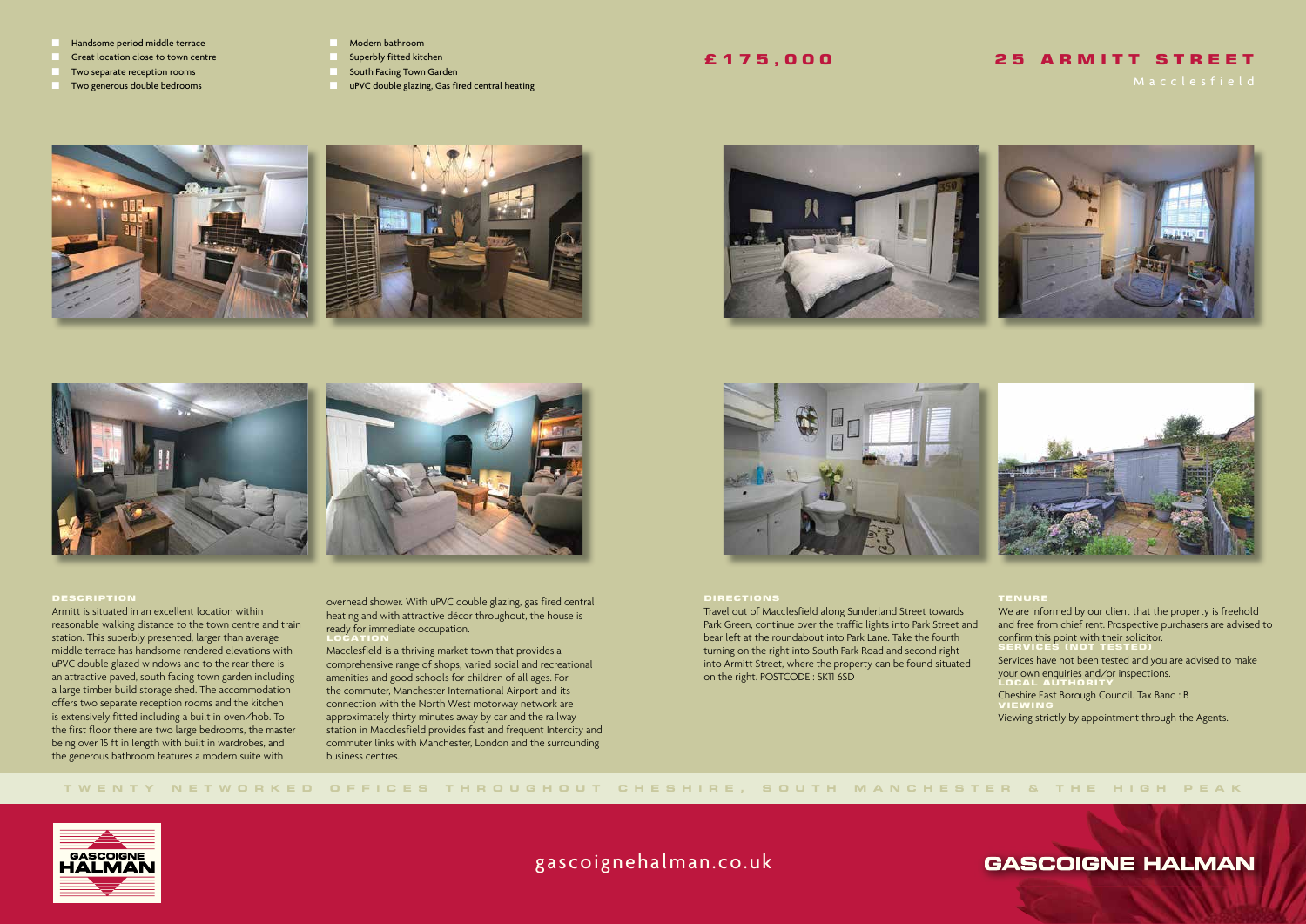- Handsome period middle terrace
- Great location close to town centre
- Two separate reception rooms
- Two generous double bedrooms
- Modern bathroom
- Superbly fitted kitchen
- South Facing Town Garden
- uPVC double glazing, Gas fired central heating

**£175,000**

# 25 ARMITT STREET

Macclesfield

## DESCRIPTION

Armitt is situated in an excellent location within reasonable walking distance to the town centre and train station. This superbly presented, larger than average middle terrace has handsome rendered elevations with uPVC double glazed windows and to the rear there is an attractive paved, south facing town garden including a large timber build storage shed. The accommodation offers two separate reception rooms and the kitchen is extensively fitted including a built in oven/hob. To the first floor there are two large bedrooms, the master being over 15 ft in length with built in wardrobes, and the generous bathroom features a modern suite with overhead shower. With uPVC double glazing, gas fired central heating and with attractive décor throughout, the house is ready for immediate occupation.

## LOCATION

Macclesfield is a thriving market town that provides a comprehensive range of shops, varied social and recreational amenities and good schools for children of all ages. For the commuter, Manchester International Airport and its connection with the North West motorway network are approximately thirty minutes away by car and the railway station in Macclesfield provides fast and frequent Intercity and commuter links with Manchester, London and the surrounding business centres.

## DIRECTIONS

Travel out of Macclesfield along Sunderland Street towards Park Green, continue over the traffic lights into Park Street and bear left at the roundabout into Park Lane. Take the fourth turning on the right into South Park Road and second right into Armitt Street, where the property can be found situated on the right. POSTCODE : SK11 6SD

## TENURE

We are informed by our client that the property is freehold and free from chief rent. Prospective purchasers are advised to confirm this point with their solicitor.

## SERVICES (NOT TESTED)

Services have not been tested and you are advised to make your own enquiries and/or inspections.

## LOCAL AUTHORITY

Cheshire East Borough Council. Tax Band : B

## VIEWING

Viewing strictly by appointment through the Agents.

TWENTY NETWORKED OFFICES THROUGHOUT CHESHIRE, SOUTH MANCHESTER & THE HIGH PEAK

gascoignehalman.co.uk

GASCOIGNE HALMAN